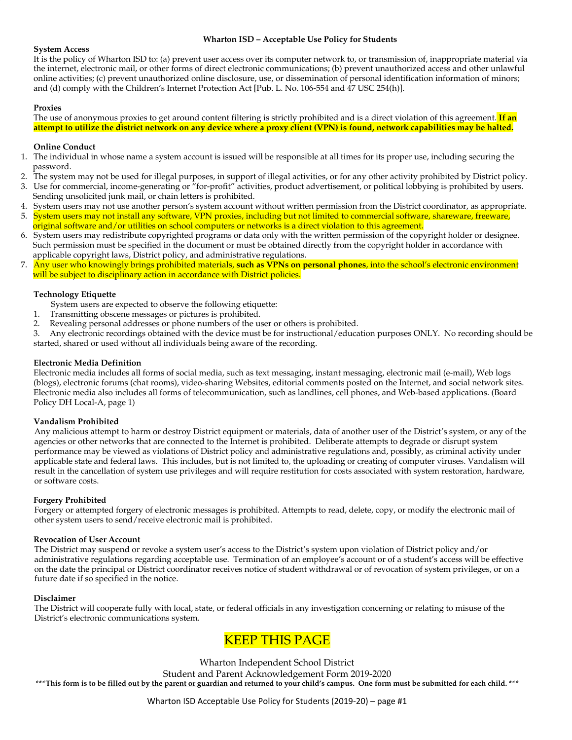# Wharton ISD – Acceptable Use Policy for Students

**System Access**

It is the policy of Wharton ISD to: (a) prevent user access over its computer network to, or transmission of, inappropriate material via the internet, electronic mail, or other forms of direct electronic communications; (b) prevent unauthorized access and other unlawful online activities; (c) prevent unauthorized online disclosure, use, or dissemination of personal identification information of minors; and (d) comply with the Children's Internet Protection Act [Pub. L. No. 106-554 and 47 USC 254(h)].

**Proxies**

The use of anonymous proxies to get around content filtering is strictly prohibited and is a direct violation of this agreement. **If an attempt to utilize the district network on any device where a proxy client (VPN) is found, network capabilities may be halted.**

**Online Conduct**

1. The individual in whose name a system account is issued will be responsible at all times for its proper use, including securing the password.
2. The system may not be used for illegal purposes, in support of illegal activities, or for any other activity prohibited by District policy.
3. Use for commercial, income-generating or "for-profit" activities, product advertisement, or political lobbying is prohibited by users. Sending unsolicited junk mail, or chain letters is prohibited.
4. System users may not use another person's system account without written permission from the District coordinator, as appropriate.
5. System users may not install any software, VPN proxies, including but not limited to commercial software, shareware, freeware, original software and/or utilities on school computers or networks is a direct violation to this agreement.
6. System users may redistribute copyrighted programs or data only with the written permission of the copyright holder or designee. Such permission must be specified in the document or must be obtained directly from the copyright holder in accordance with applicable copyright laws, District policy, and administrative regulations.
7. Any user who knowingly brings prohibited materials, **such as VPNs on personal phones**, into the school's electronic environment will be subject to disciplinary action in accordance with District policies.

**Technology Etiquette**

System users are expected to observe the following etiquette:

1. Transmitting obscene messages or pictures is prohibited.
2. Revealing personal addresses or phone numbers of the user or others is prohibited.
3. Any electronic recordings obtained with the device must be for instructional/education purposes ONLY. No recording should be started, shared or used without all individuals being aware of the recording.

**Electronic Media Definition**

Electronic media includes all forms of social media, such as text messaging, instant messaging, electronic mail (e-mail), Web logs (blogs), electronic forums (chat rooms), video-sharing Websites, editorial comments posted on the Internet, and social network sites. Electronic media also includes all forms of telecommunication, such as landlines, cell phones, and Web-based applications. (Board Policy DH Local-A, page 1)

**Vandalism Prohibited**

Any malicious attempt to harm or destroy District equipment or materials, data of another user of the District's system, or any of the agencies or other networks that are connected to the Internet is prohibited. Deliberate attempts to degrade or disrupt system performance may be viewed as violations of District policy and administrative regulations and, possibly, as criminal activity under applicable state and federal laws. This includes, but is not limited to, the uploading or creating of computer viruses. Vandalism will result in the cancellation of system use privileges and will require restitution for costs associated with system restoration, hardware, or software costs.

**Forgery Prohibited**

Forgery or attempted forgery of electronic messages is prohibited. Attempts to read, delete, copy, or modify the electronic mail of other system users to send/receive electronic mail is prohibited.

**Revocation of User Account**

The District may suspend or revoke a system user's access to the District's system upon violation of District policy and/or administrative regulations regarding acceptable use. Termination of an employee's account or of a student's access will be effective on the date the principal or District coordinator receives notice of student withdrawal or of revocation of system privileges, or on a future date if so specified in the notice.

**Disclaimer**

The District will cooperate fully with local, state, or federal officials in any investigation concerning or relating to misuse of the District's electronic communications system.

## KEEP THIS PAGE

Wharton Independent School District

Student and Parent Acknowledgement Form 2019-2020

**\*\*\*This form is to be filled out by the parent or guardian and returned to your child's campus. One form must be submitted for each child. \*\*\***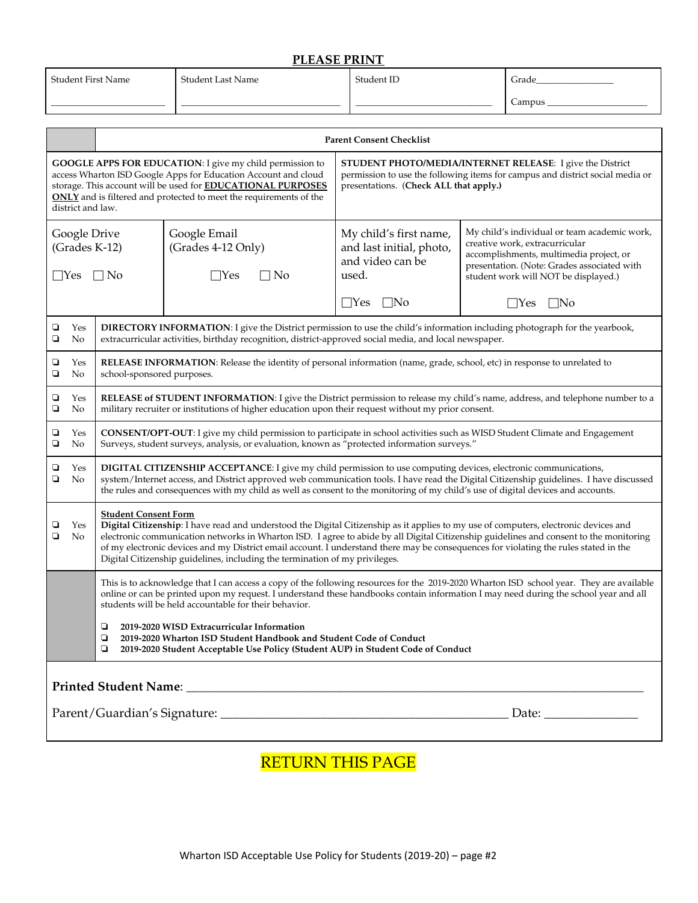**PLEASE PRINT**

| Student First Name | Student Last Name | Student ID | Grade________________ |
|---|---|---|---|
| ______________________ | ______________________________ | __________________________ | Campus ____________________ |

| | Parent Consent Checklist | | |
|---|---|---|---|
| **GOOGLE APPS FOR EDUCATION**: I give my child permission to access Wharton ISD Google Apps for Education Account and cloud storage. This account will be used for **EDUCATIONAL PURPOSES ONLY** and is filtered and protected to meet the requirements of the district and law. | | **STUDENT PHOTO/MEDIA/INTERNET RELEASE**: I give the District permission to use the following items for campus and district social media or presentations. (**Check ALL that apply.**) | |
| Google Drive (Grades K-12) ☐Yes ☐ No | Google Email (Grades 4-12 Only) ☐Yes ☐ No | My child's first name, and last initial, photo, and video can be used. ☐Yes ☐No | My child's individual or team academic work, creative work, extracurricular accomplishments, multimedia project, or presentation. (Note: Grades associated with student work will NOT be displayed.) ☐Yes ☐No |

| | |
|---|---|
| ❏ Yes ❏ No | **DIRECTORY INFORMATION**: I give the District permission to use the child's information including photograph for the yearbook, extracurricular activities, birthday recognition, district-approved social media, and local newspaper. |
| ❏ Yes ❏ No | **RELEASE INFORMATION**: Release the identity of personal information (name, grade, school, etc) in response to unrelated to school-sponsored purposes. |
| ❏ Yes ❏ No | **RELEASE of STUDENT INFORMATION**: I give the District permission to release my child's name, address, and telephone number to a military recruiter or institutions of higher education upon their request without my prior consent. |
| ❏ Yes ❏ No | **CONSENT/OPT-OUT**: I give my child permission to participate in school activities such as WISD Student Climate and Engagement Surveys, student surveys, analysis, or evaluation, known as "protected information surveys." |
| ❏ Yes ❏ No | **DIGITAL CITIZENSHIP ACCEPTANCE**: I give my child permission to use computing devices, electronic communications, system/Internet access, and District approved web communication tools. I have read the Digital Citizenship guidelines. I have discussed the rules and consequences with my child as well as consent to the monitoring of my child's use of digital devices and accounts. |
| ❏ Yes ❏ No | **Student Consent Form** **Digital Citizenship**: I have read and understood the Digital Citizenship as it applies to my use of computers, electronic devices and electronic communication networks in Wharton ISD. I agree to abide by all Digital Citizenship guidelines and consent to the monitoring of my electronic devices and my District email account. I understand there may be consequences for violating the rules stated in the Digital Citizenship guidelines, including the termination of my privileges. |
| | This is to acknowledge that I can access a copy of the following resources for the 2019-2020 Wharton ISD school year. They are available online or can be printed upon my request. I understand these handbooks contain information I may need during the school year and all students will be held accountable for their behavior. ❏ **2019-2020 WISD Extracurricular Information** ❏ **2019-2020 Wharton ISD Student Handbook and Student Code of Conduct** ❏ **2019-2020 Student Acceptable Use Policy (Student AUP) in Student Code of Conduct** |

**Printed Student Name**: ______________________________________________________________

Parent/Guardian's Signature: ____________________________________________ Date: ______________

RETURN THIS PAGE